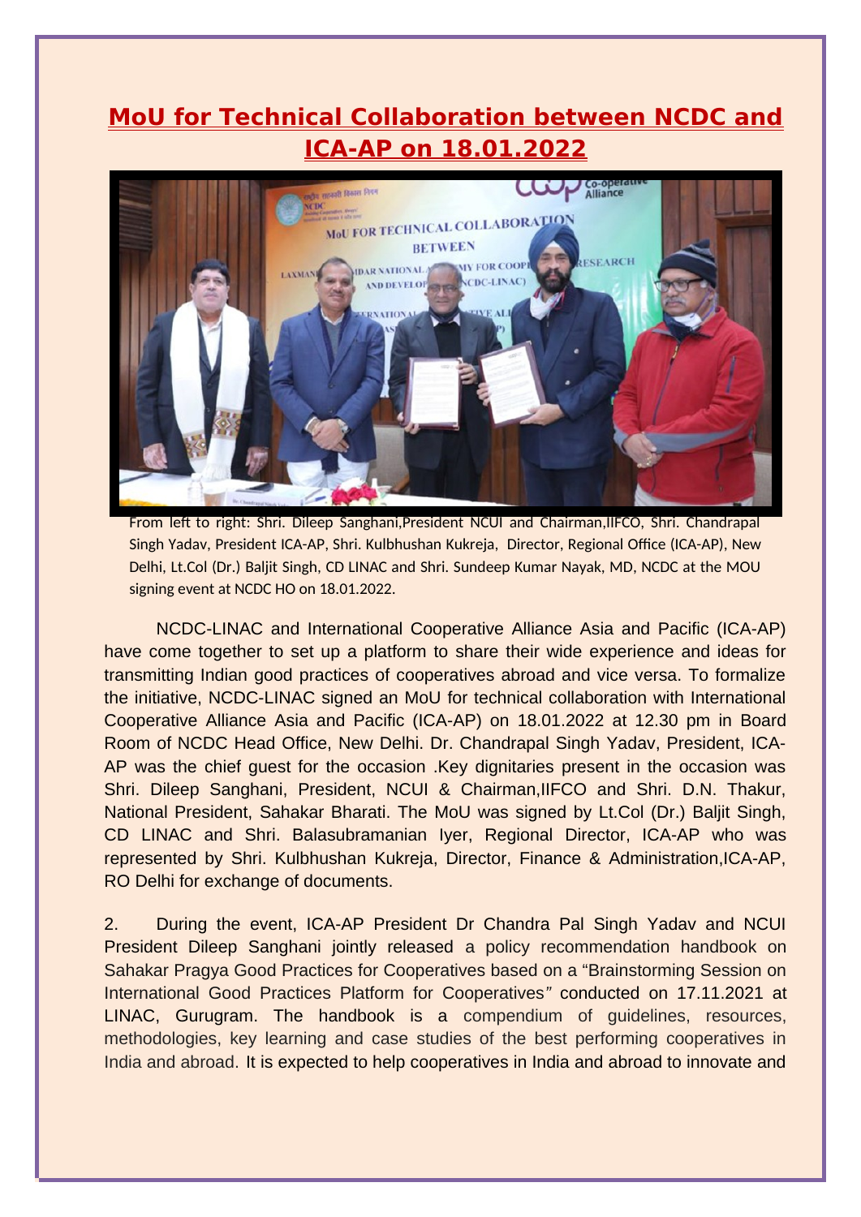# MoU for Technical Collaboration between NCDC and ICA-AP on 18.01.2022

From left to right: Shri. Dileep Sanghani,President NCUI and Chairman,IIFCO, Shri. Chandrapal Singh Yadav, President ICA-AP, Shri. Kulbhushan Kukreja, Director, Regional Office (ICA-AP), New Delhi, Lt.Col (Dr.) Baljit Singh, CD LINAC and Shri. Sundeep Kumar Nayak, MD, NCDC at the MOU signing event at NCDC HO on 18.01.2022.

NCDC-LINAC and International Cooperative Alliance Asia and Pacific (ICA-AP) have come together to set up a platform to share their wide experience and ideas for transmitting Indian good practices of cooperatives abroad and vice versa. To formalize the initiative, NCDC-LINAC signed an MoU for technical collaboration with International Cooperative Alliance Asia and Pacific (ICA-AP) on 18.01.2022 at 12.30 pm in Board Room of NCDC Head Office, New Delhi. Dr. Chandrapal Singh Yadav, President, ICA-AP was the chief guest for the occasion .Key dignitaries present in the occasion was Shri. Dileep Sanghani, President, NCUI & Chairman,IIFCO and Shri. D.N. Thakur, National President, Sahakar Bharati. The MoU was signed by Lt.Col (Dr.) Baljit Singh, CD LINAC and Shri. Balasubramanian Iyer, Regional Director, ICA-AP who was represented by Shri. Kulbhushan Kukreja, Director, Finance & Administration,ICA-AP, RO Delhi for exchange of documents.

2. During the event, ICA-AP President Dr Chandra Pal Singh Yadav and NCUI President Dileep Sanghani jointly released a policy recommendation handbook on Sahakar Pragya Good Practices for Cooperatives based on a "Brainstorming Session on International Good Practices Platform for Cooperatives" conducted on 17.11.2021 at LINAC, Gurugram. The handbook is a compendium of guidelines, resources, methodologies, key learning and case studies of the best performing cooperatives in India and abroad. It is expected to help cooperatives in India and abroad to innovate and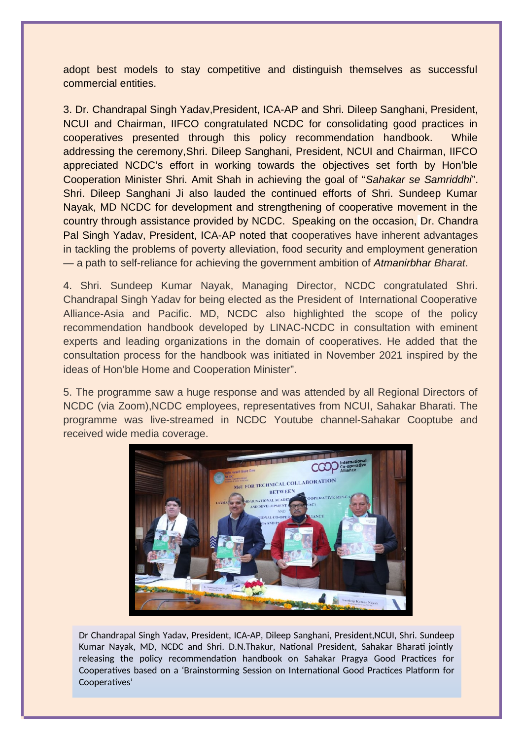adopt best models to stay competitive and distinguish themselves as successful commercial entities.

3. Dr. Chandrapal Singh Yadav,President, ICA-AP and Shri. Dileep Sanghani, President, NCUI and Chairman, IIFCO congratulated NCDC for consolidating good practices in cooperatives presented through this policy recommendation handbook. While addressing the ceremony,Shri. Dileep Sanghani, President, NCUI and Chairman, IIFCO appreciated NCDC's effort in working towards the objectives set forth by Hon'ble Cooperation Minister Shri. Amit Shah in achieving the goal of "*Sahakar se Samriddhi*". Shri. Dileep Sanghani Ji also lauded the continued efforts of Shri. Sundeep Kumar Nayak, MD NCDC for development and strengthening of cooperative movement in the country through assistance provided by NCDC. Speaking on the occasion, Dr. Chandra Pal Singh Yadav, President, ICA-AP noted that cooperatives have inherent advantages in tackling the problems of poverty alleviation, food security and employment generation — a path to self-reliance for achieving the government ambition of *Atmanirbhar Bharat*.

4. Shri. Sundeep Kumar Nayak, Managing Director, NCDC congratulated Shri. Chandrapal Singh Yadav for being elected as the President of International Cooperative Alliance-Asia and Pacific. MD, NCDC also highlighted the scope of the policy recommendation handbook developed by LINAC-NCDC in consultation with eminent experts and leading organizations in the domain of cooperatives. He added that the consultation process for the handbook was initiated in November 2021 inspired by the ideas of Hon'ble Home and Cooperation Minister".

5. The programme saw a huge response and was attended by all Regional Directors of NCDC (via Zoom),NCDC employees, representatives from NCUI, Sahakar Bharati. The programme was live-streamed in NCDC Youtube channel-Sahakar Cooptube and received wide media coverage.

Dr Chandrapal Singh Yadav, President, ICA-AP, Dileep Sanghani, President,NCUI, Shri. Sundeep Kumar Nayak, MD, NCDC and Shri. D.N.Thakur, National President, Sahakar Bharati jointly releasing the policy recommendation handbook on Sahakar Pragya Good Practices for Cooperatives based on a 'Brainstorming Session on International Good Practices Platform for Cooperatives'